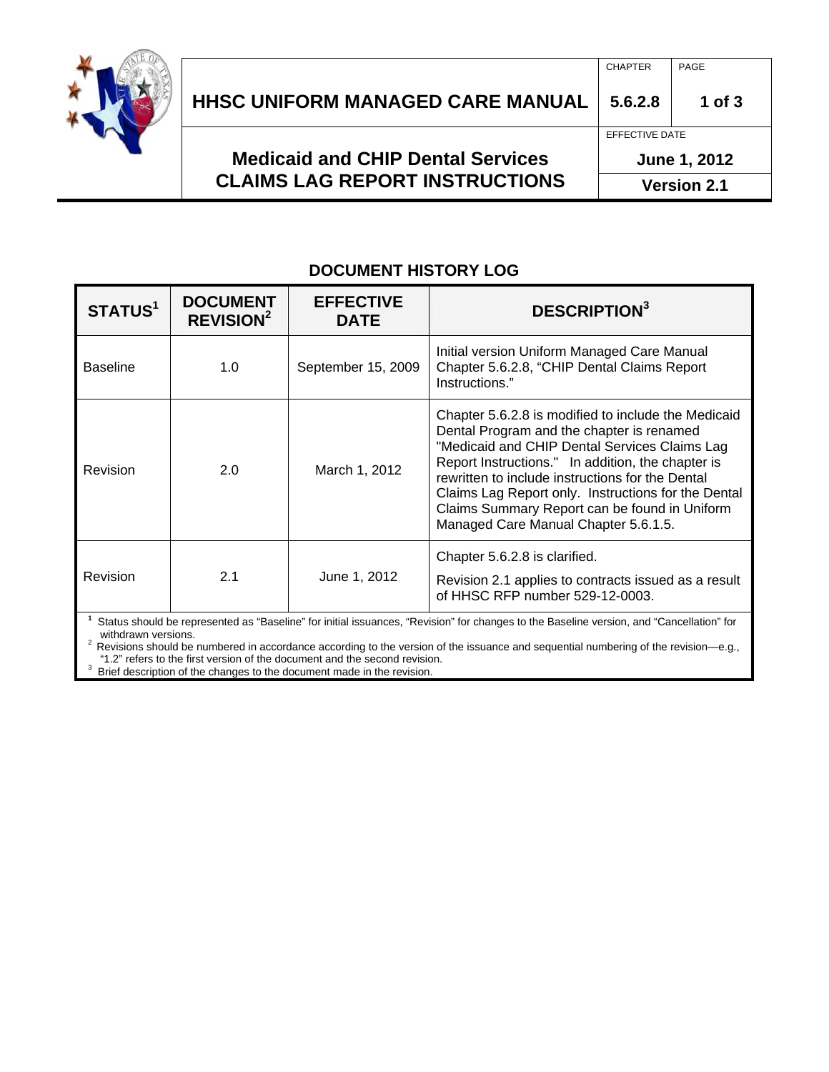# HHSC UNIFORM MANAGED CARE MANUAL

| CHAPTER | PAGE |
| --- | --- |
| 5.6.2.8 | 1 of 3 |

## Medicaid and CHIP Dental Services CLAIMS LAG REPORT INSTRUCTIONS

EFFECTIVE DATE: June 1, 2012

Version 2.1

### DOCUMENT HISTORY LOG

| STATUS[1] | DOCUMENT REVISION[2] | EFFECTIVE DATE | DESCRIPTION[3] |
| --- | --- | --- | --- |
| Baseline | 1.0 | September 15, 2009 | Initial version Uniform Managed Care Manual Chapter 5.6.2.8, "CHIP Dental Claims Report Instructions." |
| Revision | 2.0 | March 1, 2012 | Chapter 5.6.2.8 is modified to include the Medicaid Dental Program and the chapter is renamed "Medicaid and CHIP Dental Services Claims Lag Report Instructions." In addition, the chapter is rewritten to include instructions for the Dental Claims Lag Report only. Instructions for the Dental Claims Summary Report can be found in Uniform Managed Care Manual Chapter 5.6.1.5. |
| Revision | 2.1 | June 1, 2012 | Chapter 5.6.2.8 is clarified. Revision 2.1 applies to contracts issued as a result of HHSC RFP number 529-12-0003. |

[1] Status should be represented as "Baseline" for initial issuances, "Revision" for changes to the Baseline version, and "Cancellation" for withdrawn versions.

[2] Revisions should be numbered in accordance according to the version of the issuance and sequential numbering of the revision—e.g., "1.2" refers to the first version of the document and the second revision.

[3] Brief description of the changes to the document made in the revision.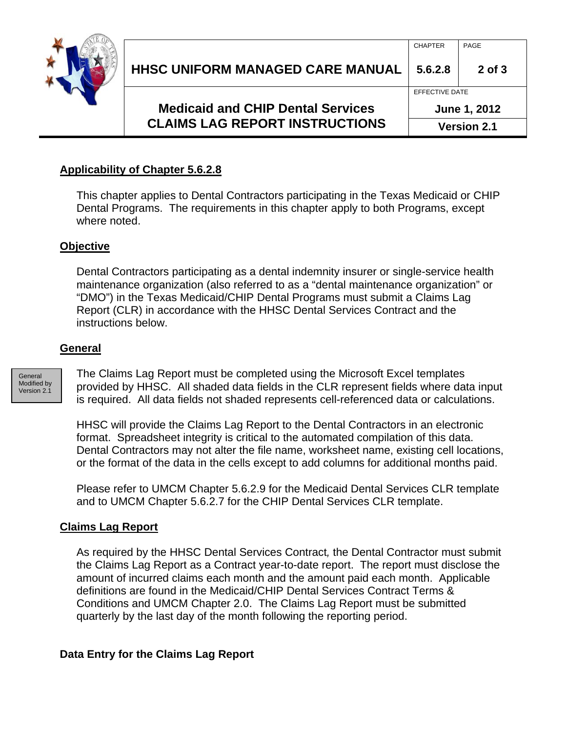## Applicability of Chapter 5.6.2.8

This chapter applies to Dental Contractors participating in the Texas Medicaid or CHIP Dental Programs. The requirements in this chapter apply to both Programs, except where noted.

## Objective

Dental Contractors participating as a dental indemnity insurer or single-service health maintenance organization (also referred to as a "dental maintenance organization" or "DMO") in the Texas Medicaid/CHIP Dental Programs must submit a Claims Lag Report (CLR) in accordance with the HHSC Dental Services Contract and the instructions below.

## General

General Modified by Version 2.1

The Claims Lag Report must be completed using the Microsoft Excel templates provided by HHSC. All shaded data fields in the CLR represent fields where data input is required. All data fields not shaded represents cell-referenced data or calculations.

HHSC will provide the Claims Lag Report to the Dental Contractors in an electronic format. Spreadsheet integrity is critical to the automated compilation of this data. Dental Contractors may not alter the file name, worksheet name, existing cell locations, or the format of the data in the cells except to add columns for additional months paid.

Please refer to UMCM Chapter 5.6.2.9 for the Medicaid Dental Services CLR template and to UMCM Chapter 5.6.2.7 for the CHIP Dental Services CLR template.

## Claims Lag Report

As required by the HHSC Dental Services Contract*,* the Dental Contractor must submit the Claims Lag Report as a Contract year-to-date report. The report must disclose the amount of incurred claims each month and the amount paid each month. Applicable definitions are found in the Medicaid/CHIP Dental Services Contract Terms & Conditions and UMCM Chapter 2.0. The Claims Lag Report must be submitted quarterly by the last day of the month following the reporting period.

**Data Entry for the Claims Lag Report**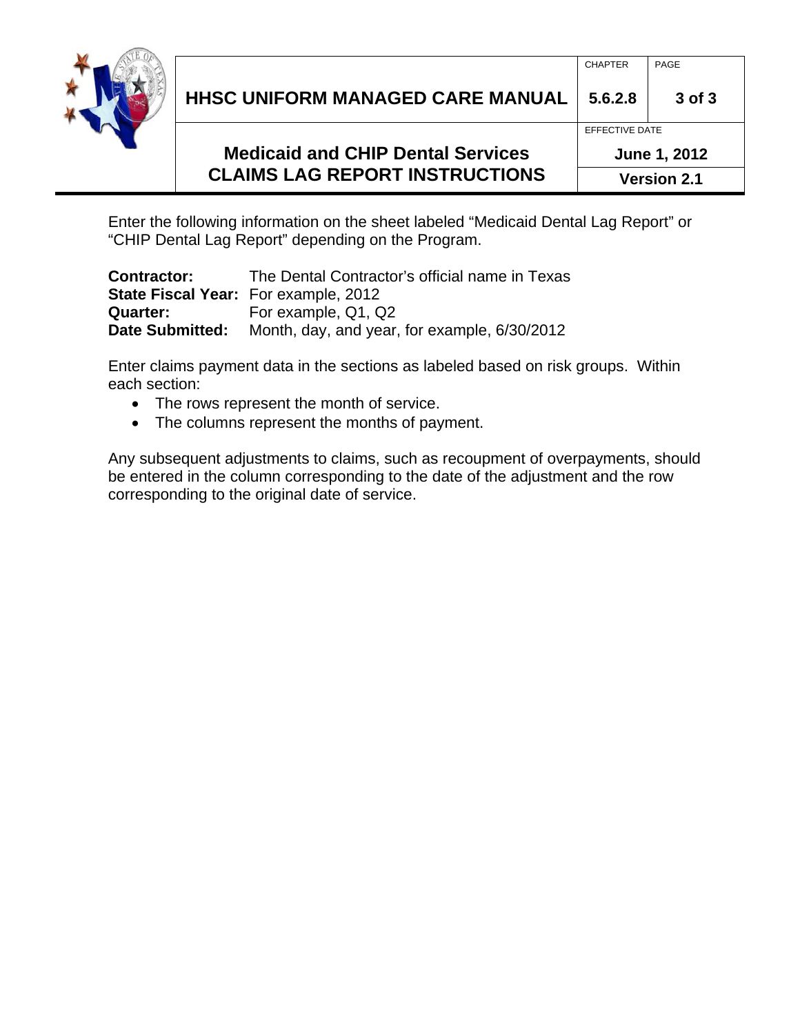Enter the following information on the sheet labeled "Medicaid Dental Lag Report" or "CHIP Dental Lag Report" depending on the Program.

**Contractor:** The Dental Contractor's official name in Texas
**State Fiscal Year:** For example, 2012
**Quarter:** For example, Q1, Q2
**Date Submitted:** Month, day, and year, for example, 6/30/2012

Enter claims payment data in the sections as labeled based on risk groups. Within each section:

- The rows represent the month of service.
- The columns represent the months of payment.

Any subsequent adjustments to claims, such as recoupment of overpayments, should be entered in the column corresponding to the date of the adjustment and the row corresponding to the original date of service.